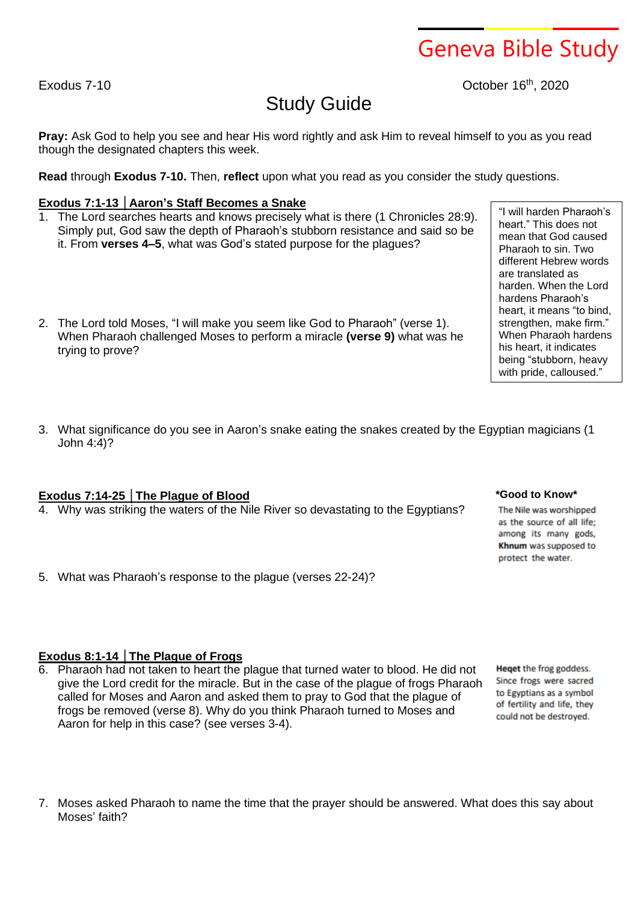# Geneva Bible Study

Exodus 7-10

October 16th, 2020

## Study Guide

**Pray:** Ask God to help you see and hear His word rightly and ask Him to reveal himself to you as you read though the designated chapters this week.

**Read** through **Exodus 7-10.** Then, **reflect** upon what you read as you consider the study questions.

### Exodus 7:1-13 │Aaron's Staff Becomes a Snake

1. The Lord searches hearts and knows precisely what is there (1 Chronicles 28:9). Simply put, God saw the depth of Pharaoh's stubborn resistance and said so be it. From **verses 4–5**, what was God's stated purpose for the plagues?

> "I will harden Pharaoh's heart." This does not mean that God caused Pharaoh to sin. Two different Hebrew words are translated as harden. When the Lord hardens Pharaoh's heart, it means "to bind, strengthen, make firm." When Pharaoh hardens his heart, it indicates being "stubborn, heavy with pride, calloused."

2. The Lord told Moses, "I will make you seem like God to Pharaoh" (verse 1). When Pharaoh challenged Moses to perform a miracle **(verse 9)** what was he trying to prove?

3. What significance do you see in Aaron's snake eating the snakes created by the Egyptian magicians (1 John 4:4)?

### Exodus 7:14-25 │The Plague of Blood

4. Why was striking the waters of the Nile River so devastating to the Egyptians?

**\*Good to Know\***

The Nile was worshipped as the source of all life; among its many gods, **Khnum** was supposed to protect the water.

5. What was Pharaoh's response to the plague (verses 22-24)?

### Exodus 8:1-14 │The Plague of Frogs

6. Pharaoh had not taken to heart the plague that turned water to blood. He did not give the Lord credit for the miracle. But in the case of the plague of frogs Pharaoh called for Moses and Aaron and asked them to pray to God that the plague of frogs be removed (verse 8). Why do you think Pharaoh turned to Moses and Aaron for help in this case? (see verses 3-4).

**Heqet** the frog goddess. Since frogs were sacred to Egyptians as a symbol of fertility and life, they could not be destroyed.

7. Moses asked Pharaoh to name the time that the prayer should be answered. What does this say about Moses' faith?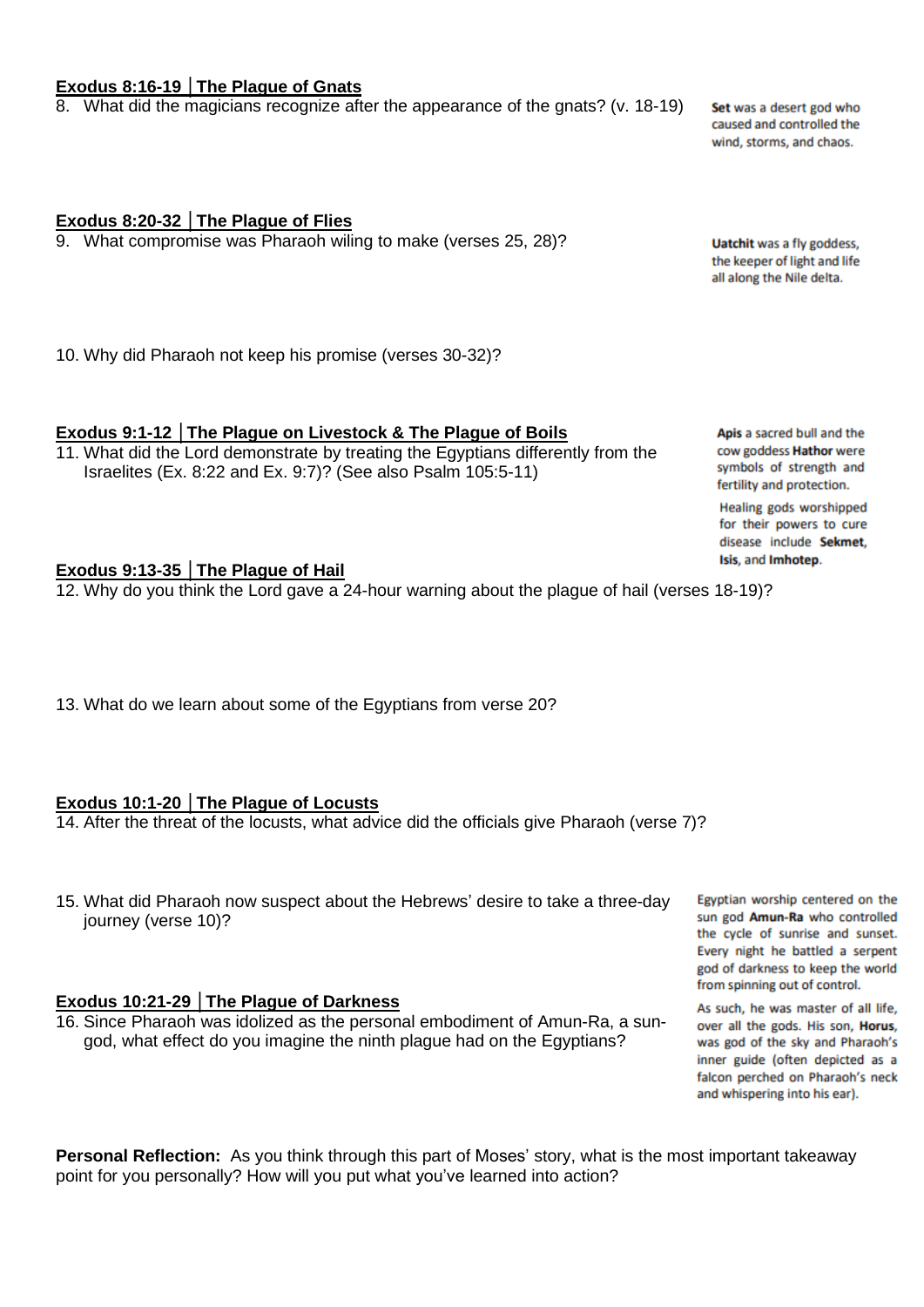**Exodus 8:16-19 │The Plague of Gnats**

8. What did the magicians recognize after the appearance of the gnats? (v. 18-19)

**Set** was a desert god who caused and controlled the wind, storms, and chaos.

**Exodus 8:20-32 │The Plague of Flies**

9. What compromise was Pharaoh wiling to make (verses 25, 28)?

**Uatchit** was a fly goddess, the keeper of light and life all along the Nile delta.

10. Why did Pharaoh not keep his promise (verses 30-32)?

**Exodus 9:1-12 │The Plague on Livestock & The Plague of Boils**

11. What did the Lord demonstrate by treating the Egyptians differently from the Israelites (Ex. 8:22 and Ex. 9:7)? (See also Psalm 105:5-11)

**Apis** a sacred bull and the cow goddess **Hathor** were symbols of strength and fertility and protection.

Healing gods worshipped for their powers to cure disease include **Sekmet**, **Isis**, and **Imhotep**.

**Exodus 9:13-35 │The Plague of Hail**

12. Why do you think the Lord gave a 24-hour warning about the plague of hail (verses 18-19)?

13. What do we learn about some of the Egyptians from verse 20?

**Exodus 10:1-20 │The Plague of Locusts**

14. After the threat of the locusts, what advice did the officials give Pharaoh (verse 7)?

15. What did Pharaoh now suspect about the Hebrews' desire to take a three-day journey (verse 10)?

Egyptian worship centered on the sun god **Amun-Ra** who controlled the cycle of sunrise and sunset. Every night he battled a serpent god of darkness to keep the world from spinning out of control.

As such, he was master of all life, over all the gods. His son, **Horus**, was god of the sky and Pharaoh's inner guide (often depicted as a falcon perched on Pharaoh's neck and whispering into his ear).

**Exodus 10:21-29 │The Plague of Darkness**

16. Since Pharaoh was idolized as the personal embodiment of Amun-Ra, a sun-god, what effect do you imagine the ninth plague had on the Egyptians?

**Personal Reflection:** As you think through this part of Moses' story, what is the most important takeaway point for you personally? How will you put what you've learned into action?